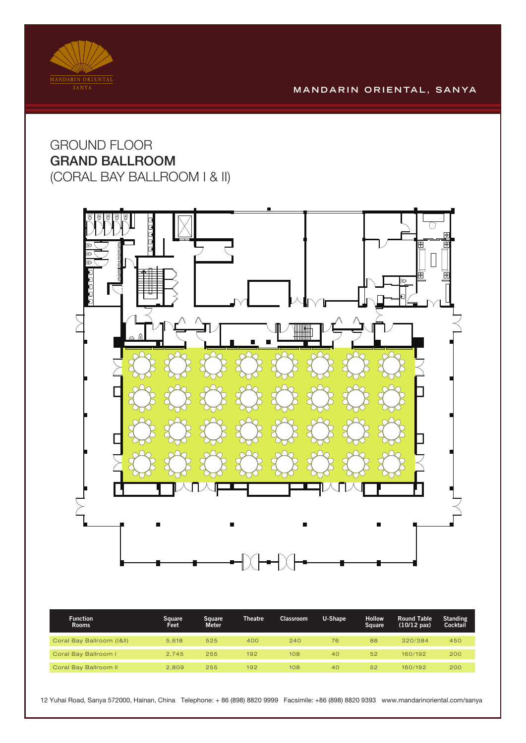MANDARIN ORIENTAL SANYA

MANDARIN ORIENTAL, SANYA

# GROUND FLOOR
## GRAND BALLROOM
(CORAL BAY BALLROOM I & II)

| Function Rooms | Square Feet | Square Meter | Theatre | Classroom | U-Shape | Hollow Square | Round Table (10/12 pax) | Standing Cocktail |
|---|---|---|---|---|---|---|---|---|
| Coral Bay Ballroom (I&II) | 5,618 | 525 | 400 | 240 | 76 | 88 | 320/384 | 450 |
| Coral Bay Ballroom I | 2,745 | 255 | 192 | 108 | 40 | 52 | 160/192 | 200 |
| Coral Bay Ballroom II | 2,809 | 255 | 192 | 108 | 40 | 52 | 160/192 | 200 |

12 Yuhai Road, Sanya 572000, Hainan, China Telephone: + 86 (898) 8820 9999 Facsimile: +86 (898) 8820 9393 www.mandarinoriental.com/sanya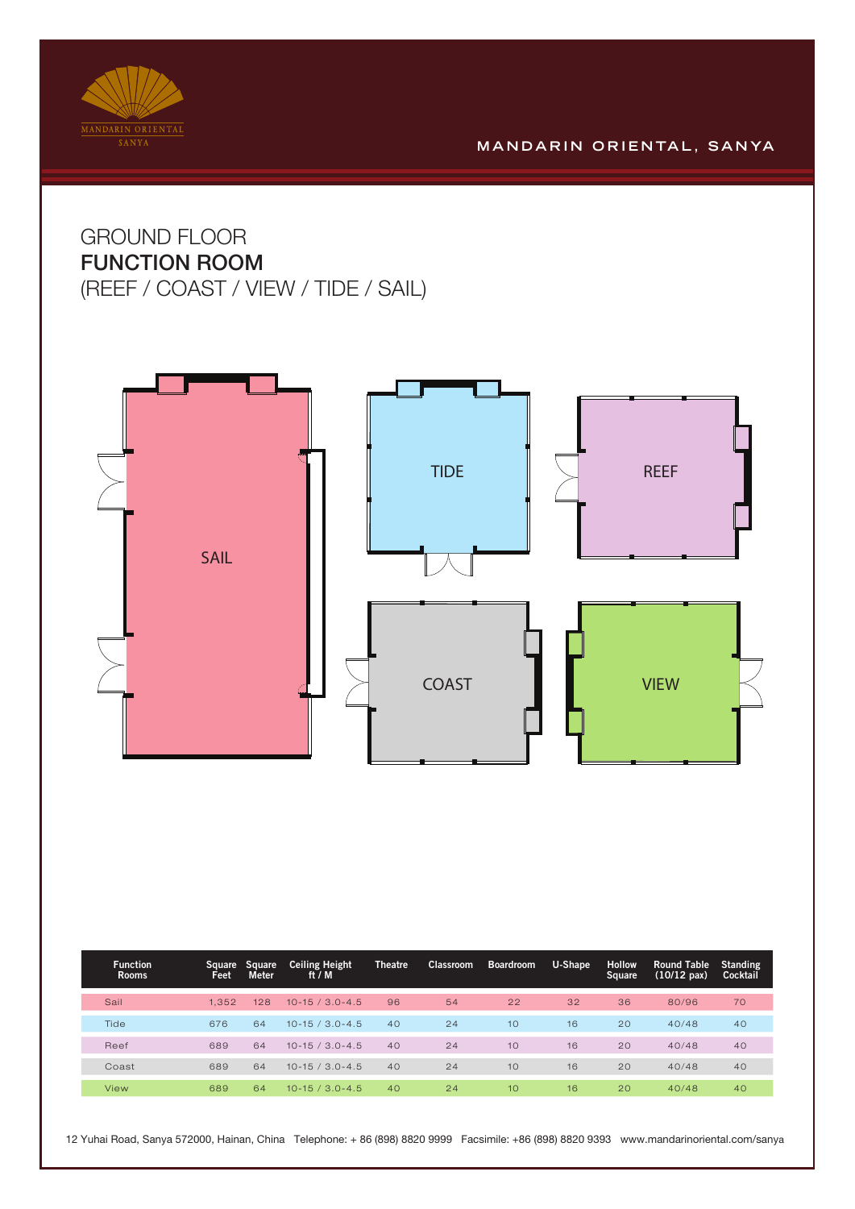MANDARIN ORIENTAL SANYA

MANDARIN ORIENTAL, SANYA

# GROUND FLOOR
## FUNCTION ROOM
(REEF / COAST / VIEW / TIDE / SAIL)

SAIL

TIDE

REEF

COAST

VIEW

| Function Rooms | Square Feet | Square Meter | Ceiling Height ft / M | Theatre | Classroom | Boardroom | U-Shape | Hollow Square | Round Table (10/12 pax) | Standing Cocktail |
|---|---|---|---|---|---|---|---|---|---|---|
| Sail | 1,352 | 128 | 10-15 / 3.0-4.5 | 96 | 54 | 22 | 32 | 36 | 80/96 | 70 |
| Tide | 676 | 64 | 10-15 / 3.0-4.5 | 40 | 24 | 10 | 16 | 20 | 40/48 | 40 |
| Reef | 689 | 64 | 10-15 / 3.0-4.5 | 40 | 24 | 10 | 16 | 20 | 40/48 | 40 |
| Coast | 689 | 64 | 10-15 / 3.0-4.5 | 40 | 24 | 10 | 16 | 20 | 40/48 | 40 |
| View | 689 | 64 | 10-15 / 3.0-4.5 | 40 | 24 | 10 | 16 | 20 | 40/48 | 40 |

12 Yuhai Road, Sanya 572000, Hainan, China Telephone: + 86 (898) 8820 9999 Facsimile: +86 (898) 8820 9393 www.mandarinoriental.com/sanya